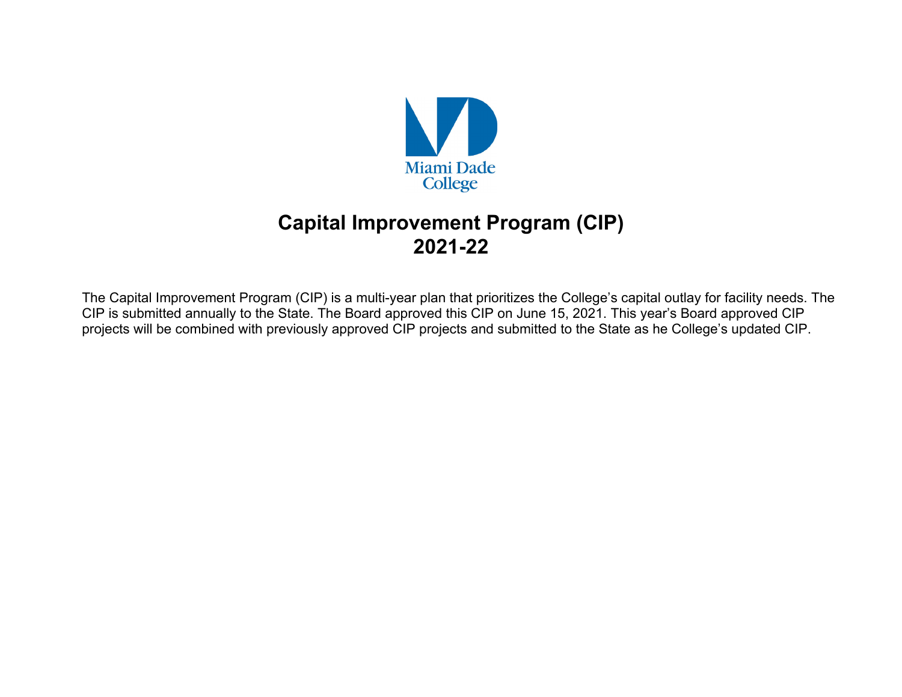Miami Dade College

# Capital Improvement Program (CIP) 2021-22

The Capital Improvement Program (CIP) is a multi-year plan that prioritizes the College's capital outlay for facility needs. The CIP is submitted annually to the State. The Board approved this CIP on June 15, 2021. This year's Board approved CIP projects will be combined with previously approved CIP projects and submitted to the State as he College's updated CIP.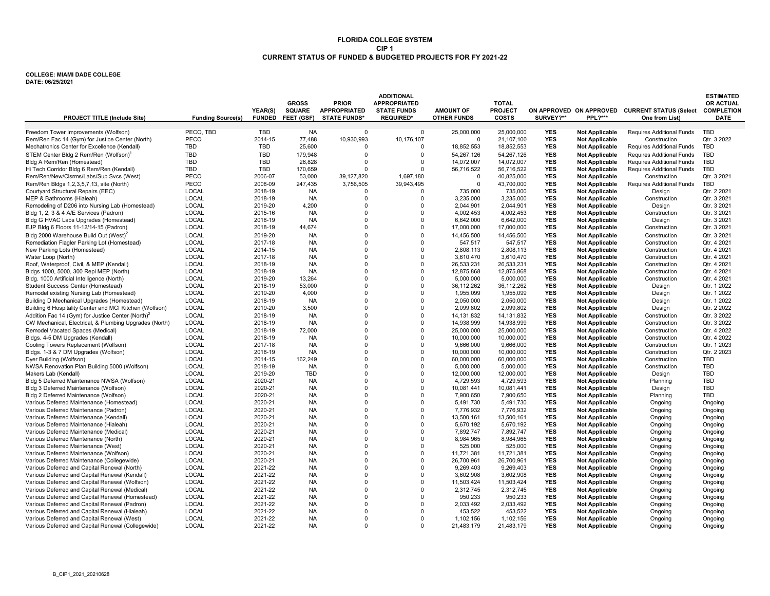**FLORIDA COLLEGE SYSTEM**
**CIP 1**
**CURRENT STATUS OF FUNDED & BUDGETED PROJECTS FOR FY 2021-22**

**COLLEGE: MIAMI DADE COLLEGE**
**DATE: 06/25/2021**

| PROJECT TITLE (Include Site) | Funding Source(s) | YEAR(S) FUNDED | GROSS SQUARE FEET (GSF) | PRIOR APPROPRIATED STATE FUNDS* | ADDITIONAL APPROPRIATED STATE FUNDS REQUIRED* | AMOUNT OF OTHER FUNDS | TOTAL PROJECT COSTS | ON APPROVED SURVEY?** | ON APPROVED PPL?*** | CURRENT STATUS (Select One from List) | ESTIMATED OR ACTUAL COMPLETION DATE |
|---|---|---|---|---|---|---|---|---|---|---|---|
| Freedom Tower Improvements (Wolfson) | PECO, TBD | TBD | NA | 0 | 0 | 25,000,000 | 25,000,000 | YES | Not Applicable | Requires Additional Funds | TBD |
| Rem/Ren Fac 14 (Gym) for Justice Center (North) | PECO | 2014-15 | 77,488 | 10,930,993 | 10,176,107 | 0 | 21,107,100 | YES | Not Applicable | Construction | Qtr. 3 2022 |
| Mechatronics Center for Excellence (Kendall) | TBD | TBD | 25,600 | 0 | 0 | 18,852,553 | 18,852,553 | YES | Not Applicable | Requires Additional Funds | TBD |
| STEM Center Bldg 2 Rem/Ren (Wolfson)[1] | TBD | TBD | 179,948 | 0 | 0 | 54,267,126 | 54,267,126 | YES | Not Applicable | Requires Additional Funds | TBD |
| Bldg A Rem/Ren (Homestead) | TBD | TBD | 26,828 | 0 | 0 | 14,072,007 | 14,072,007 | YES | Not Applicable | Requires Additional Funds | TBD |
| Hi Tech Corridor Bldg 6 Rem/Ren (Kendall) | TBD | TBD | 170,659 | 0 | 0 | 56,716,522 | 56,716,522 | YES | Not Applicable | Requires Additional Funds | TBD |
| Rem/Ren/New/Clsrms/Labs/Sup Svcs (West) | PECO | 2006-07 | 53,000 | 39,127,820 | 1,697,180 | 0 | 40,825,000 | YES | Not Applicable | Construction | Qtr. 3 2021 |
| Rem/Ren Bldgs 1,2,3,5,7,13, site (North) | PECO | 2008-09 | 247,435 | 3,756,505 | 39,943,495 | 0 | 43,700,000 | YES | Not Applicable | Requires Additional Funds | TBD |
| Courtyard Structural Repairs (EEC) | LOCAL | 2018-19 | NA | 0 | 0 | 735,000 | 735,000 | YES | Not Applicable | Design | Qtr. 2 2021 |
| MEP & Bathrooms (Hialeah) | LOCAL | 2018-19 | NA | 0 | 0 | 3,235,000 | 3,235,000 | YES | Not Applicable | Construction | Qtr. 3 2021 |
| Remodeling of D206 into Nursing Lab (Homestead) | LOCAL | 2019-20 | 4,200 | 0 | 0 | 2,044,901 | 2,044,901 | YES | Not Applicable | Design | Qtr. 3 2021 |
| Bldg 1, 2, 3 & 4 A/E Services (Padron) | LOCAL | 2015-16 | NA | 0 | 0 | 4,002,453 | 4,002,453 | YES | Not Applicable | Construction | Qtr. 3 2021 |
| Bldg G HVAC Labs Upgrades (Homestead) | LOCAL | 2018-19 | NA | 0 | 0 | 6,642,000 | 6,642,000 | YES | Not Applicable | Design | Qtr. 3 2021 |
| EJP Bldg 6 Floors 11-12/14-15 (Padron) | LOCAL | 2018-19 | 44,674 | 0 | 0 | 17,000,000 | 17,000,000 | YES | Not Applicable | Construction | Qtr. 3 2021 |
| Bldg 2000 Warehouse Build Out (West)[2] | LOCAL | 2019-20 | NA | 0 | 0 | 14,456,500 | 14,456,500 | YES | Not Applicable | Construction | Qtr. 3 2021 |
| Remediation Flagler Parking Lot (Homestead) | LOCAL | 2017-18 | NA | 0 | 0 | 547,517 | 547,517 | YES | Not Applicable | Construction | Qtr. 4 2021 |
| New Parking Lots (Homestead) | LOCAL | 2014-15 | NA | 0 | 0 | 2,808,113 | 2,808,113 | YES | Not Applicable | Construction | Qtr. 4 2021 |
| Water Loop (North) | LOCAL | 2017-18 | NA | 0 | 0 | 3,610,470 | 3,610,470 | YES | Not Applicable | Construction | Qtr. 4 2021 |
| Roof, Waterproof, Civil, & MEP (Kendall) | LOCAL | 2018-19 | NA | 0 | 0 | 26,533,231 | 26,533,231 | YES | Not Applicable | Construction | Qtr. 4 2021 |
| Bldgs 1000, 5000, 300 Repl MEP (North) | LOCAL | 2018-19 | NA | 0 | 0 | 12,875,868 | 12,875,868 | YES | Not Applicable | Construction | Qtr. 4 2021 |
| Bldg. 1000 Artificial Intelligence (North) | LOCAL | 2019-20 | 13,264 | 0 | 0 | 5,000,000 | 5,000,000 | YES | Not Applicable | Construction | Qtr. 4 2021 |
| Student Success Center (Homestead) | LOCAL | 2018-19 | 53,000 | 0 | 0 | 36,112,262 | 36,112,262 | YES | Not Applicable | Design | Qtr. 1 2022 |
| Remodel existing Nursing Lab (Homestead) | LOCAL | 2019-20 | 4,000 | 0 | 0 | 1,955,099 | 1,955,099 | YES | Not Applicable | Design | Qtr. 1 2022 |
| Building D Mechanical Upgrades (Homestead) | LOCAL | 2018-19 | NA | 0 | 0 | 2,050,000 | 2,050,000 | YES | Not Applicable | Design | Qtr. 1 2022 |
| Building 6 Hospitality Center and MCI Kitchen (Wolfson) | LOCAL | 2019-20 | 3,500 | 0 | 0 | 2,099,802 | 2,099,802 | YES | Not Applicable | Design | Qtr. 2 2022 |
| Addition Fac 14 (Gym) for Justice Center (North)[2] | LOCAL | 2018-19 | NA | 0 | 0 | 14,131,832 | 14,131,832 | YES | Not Applicable | Construction | Qtr. 3 2022 |
| CW Mechanical, Electrical, & Plumbing Upgrades (North) | LOCAL | 2018-19 | NA | 0 | 0 | 14,938,999 | 14,938,999 | YES | Not Applicable | Construction | Qtr. 3 2022 |
| Remodel Vacated Spaces (Medical) | LOCAL | 2018-19 | 72,000 | 0 | 0 | 25,000,000 | 25,000,000 | YES | Not Applicable | Construction | Qtr. 4 2022 |
| Bldgs. 4-5 DM Upgrades (Kendall) | LOCAL | 2018-19 | NA | 0 | 0 | 10,000,000 | 10,000,000 | YES | Not Applicable | Construction | Qtr. 4 2022 |
| Cooling Towers Replacement (Wolfson) | LOCAL | 2017-18 | NA | 0 | 0 | 9,666,000 | 9,666,000 | YES | Not Applicable | Construction | Qtr. 1 2023 |
| Bldgs. 1-3 & 7 DM Upgrades (Wolfson) | LOCAL | 2018-19 | NA | 0 | 0 | 10,000,000 | 10,000,000 | YES | Not Applicable | Construction | Qtr. 2 2023 |
| Dyer Building (Wolfson) | LOCAL | 2014-15 | 162,249 | 0 | 0 | 60,000,000 | 60,000,000 | YES | Not Applicable | Construction | TBD |
| NWSA Renovation Plan Building 5000 (Wolfson) | LOCAL | 2018-19 | NA | 0 | 0 | 5,000,000 | 5,000,000 | YES | Not Applicable | Construction | TBD |
| Makers Lab (Kendall) | LOCAL | 2019-20 | TBD | 0 | 0 | 12,000,000 | 12,000,000 | YES | Not Applicable | Design | TBD |
| Bldg 5 Deferred Maintenance NWSA (Wolfson) | LOCAL | 2020-21 | NA | 0 | 0 | 4,729,593 | 4,729,593 | YES | Not Applicable | Planning | TBD |
| Bldg 3 Deferred Maintenance (Wolfson) | LOCAL | 2020-21 | NA | 0 | 0 | 10,081,441 | 10,081,441 | YES | Not Applicable | Design | TBD |
| Bldg 2 Deferred Maintenance (Wolfson) | LOCAL | 2020-21 | NA | 0 | 0 | 7,900,650 | 7,900,650 | YES | Not Applicable | Planning | TBD |
| Various Deferred Maintenance (Homestead) | LOCAL | 2020-21 | NA | 0 | 0 | 5,491,730 | 5,491,730 | YES | Not Applicable | Ongoing | Ongoing |
| Various Deferred Maintenance (Padron) | LOCAL | 2020-21 | NA | 0 | 0 | 7,776,932 | 7,776,932 | YES | Not Applicable | Ongoing | Ongoing |
| Various Deferred Maintenance (Kendall) | LOCAL | 2020-21 | NA | 0 | 0 | 13,500,161 | 13,500,161 | YES | Not Applicable | Ongoing | Ongoing |
| Various Deferred Maintenance (Hialeah) | LOCAL | 2020-21 | NA | 0 | 0 | 5,670,192 | 5,670,192 | YES | Not Applicable | Ongoing | Ongoing |
| Various Deferred Maintenance (Medical) | LOCAL | 2020-21 | NA | 0 | 0 | 7,892,747 | 7,892,747 | YES | Not Applicable | Ongoing | Ongoing |
| Various Deferred Maintenance (North) | LOCAL | 2020-21 | NA | 0 | 0 | 8,984,965 | 8,984,965 | YES | Not Applicable | Ongoing | Ongoing |
| Various Deferred Maintenance (West) | LOCAL | 2020-21 | NA | 0 | 0 | 525,000 | 525,000 | YES | Not Applicable | Ongoing | Ongoing |
| Various Deferred Maintenance (Wolfson) | LOCAL | 2020-21 | NA | 0 | 0 | 11,721,381 | 11,721,381 | YES | Not Applicable | Ongoing | Ongoing |
| Various Deferred Maintenance (Collegewide) | LOCAL | 2020-21 | NA | 0 | 0 | 26,700,961 | 26,700,961 | YES | Not Applicable | Ongoing | Ongoing |
| Various Deferred and Capital Renewal (North) | LOCAL | 2021-22 | NA | 0 | 0 | 9,269,403 | 9,269,403 | YES | Not Applicable | Ongoing | Ongoing |
| Various Deferred and Capital Renewal (Kendall) | LOCAL | 2021-22 | NA | 0 | 0 | 3,602,908 | 3,602,908 | YES | Not Applicable | Ongoing | Ongoing |
| Various Deferred and Capital Renewal (Wolfson) | LOCAL | 2021-22 | NA | 0 | 0 | 11,503,424 | 11,503,424 | YES | Not Applicable | Ongoing | Ongoing |
| Various Deferred and Capital Renewal (Medical) | LOCAL | 2021-22 | NA | 0 | 0 | 2,312,745 | 2,312,745 | YES | Not Applicable | Ongoing | Ongoing |
| Various Deferred and Capital Renewal (Homestead) | LOCAL | 2021-22 | NA | 0 | 0 | 950,233 | 950,233 | YES | Not Applicable | Ongoing | Ongoing |
| Various Deferred and Capital Renewal (Padron) | LOCAL | 2021-22 | NA | 0 | 0 | 2,033,492 | 2,033,492 | YES | Not Applicable | Ongoing | Ongoing |
| Various Deferred and Capital Renewal (Hialeah) | LOCAL | 2021-22 | NA | 0 | 0 | 453,522 | 453,522 | YES | Not Applicable | Ongoing | Ongoing |
| Various Deferred and Capital Renewal (West) | LOCAL | 2021-22 | NA | 0 | 0 | 1,102,156 | 1,102,156 | YES | Not Applicable | Ongoing | Ongoing |
| Various Deferred and Capital Renewal (Collegewide) | LOCAL | 2021-22 | NA | 0 | 0 | 21,483,179 | 21,483,179 | YES | Not Applicable | Ongoing | Ongoing |

B_CIP1_2021_20210628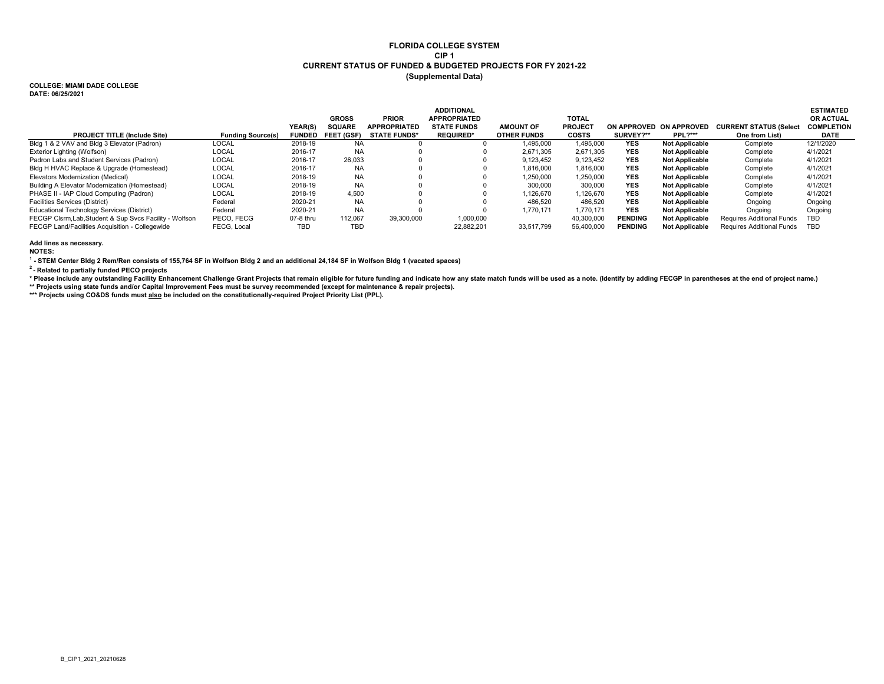# FLORIDA COLLEGE SYSTEM
## CIP 1
## CURRENT STATUS OF FUNDED & BUDGETED PROJECTS FOR FY 2021-22
### (Supplemental Data)

**COLLEGE: MIAMI DADE COLLEGE**
**DATE: 06/25/2021**

| PROJECT TITLE (Include Site) | Funding Source(s) | YEAR(S) FUNDED | GROSS SQUARE FEET (GSF) | PRIOR APPROPRIATED STATE FUNDS* | ADDITIONAL APPROPRIATED STATE FUNDS REQUIRED* | AMOUNT OF OTHER FUNDS | TOTAL PROJECT COSTS | ON APPROVED SURVEY?** | ON APPROVED PPL?*** | CURRENT STATUS (Select One from List) | ESTIMATED OR ACTUAL COMPLETION DATE |
|---|---|---|---|---|---|---|---|---|---|---|---|
| Bldg 1 & 2 VAV and Bldg 3 Elevator (Padron) | LOCAL | 2018-19 | NA | 0 | 0 | 1,495,000 | 1,495,000 | YES | Not Applicable | Complete | 12/1/2020 |
| Exterior Lighting (Wolfson) | LOCAL | 2016-17 | NA | 0 | 0 | 2,671,305 | 2,671,305 | YES | Not Applicable | Complete | 4/1/2021 |
| Padron Labs and Student Services (Padron) | LOCAL | 2016-17 | 26,033 | 0 | 0 | 9,123,452 | 9,123,452 | YES | Not Applicable | Complete | 4/1/2021 |
| Bldg H HVAC Replace & Upgrade (Homestead) | LOCAL | 2016-17 | NA | 0 | 0 | 1,816,000 | 1,816,000 | YES | Not Applicable | Complete | 4/1/2021 |
| Elevators Modernization (Medical) | LOCAL | 2018-19 | NA | 0 | 0 | 1,250,000 | 1,250,000 | YES | Not Applicable | Complete | 4/1/2021 |
| Building A Elevator Modernization (Homestead) | LOCAL | 2018-19 | NA | 0 | 0 | 300,000 | 300,000 | YES | Not Applicable | Complete | 4/1/2021 |
| PHASE II - IAP Cloud Computing (Padron) | LOCAL | 2018-19 | 4,500 | 0 | 0 | 1,126,670 | 1,126,670 | YES | Not Applicable | Complete | 4/1/2021 |
| Facilities Services (District) | Federal | 2020-21 | NA | 0 | 0 | 486,520 | 486,520 | YES | Not Applicable | Ongoing | Ongoing |
| Educational Technology Services (District) | Federal | 2020-21 | NA | 0 | 0 | 1,770,171 | 1,770,171 | YES | Not Applicable | Ongoing | Ongoing |
| FECGP Clsrm,Lab,Student & Sup Svcs Facility - Wolfson | PECO, FECG | 07-8 thru | 112,067 | 39,300,000 | 1,000,000 | | 40,300,000 | PENDING | Not Applicable | Requires Additional Funds | TBD |
| FECGP Land/Facilities Acquisition - Collegewide | FECG, Local | TBD | TBD | | 22,882,201 | 33,517,799 | 56,400,000 | PENDING | Not Applicable | Requires Additional Funds | TBD |

**Add lines as necessary.**

**NOTES:**

**[1] - STEM Center Bldg 2 Rem/Ren consists of 155,764 SF in Wolfson Bldg 2 and an additional 24,184 SF in Wolfson Bldg 1 (vacated spaces)**

**[2] - Related to partially funded PECO projects**

**\* Please include any outstanding Facility Enhancement Challenge Grant Projects that remain eligible for future funding and indicate how any state match funds will be used as a note. (Identify by adding FECGP in parentheses at the end of project name.)**

**\*\* Projects using state funds and/or Capital Improvement Fees must be survey recommended (except for maintenance & repair projects).**

**\*\*\* Projects using CO&DS funds must also be included on the constitutionally-required Project Priority List (PPL).**